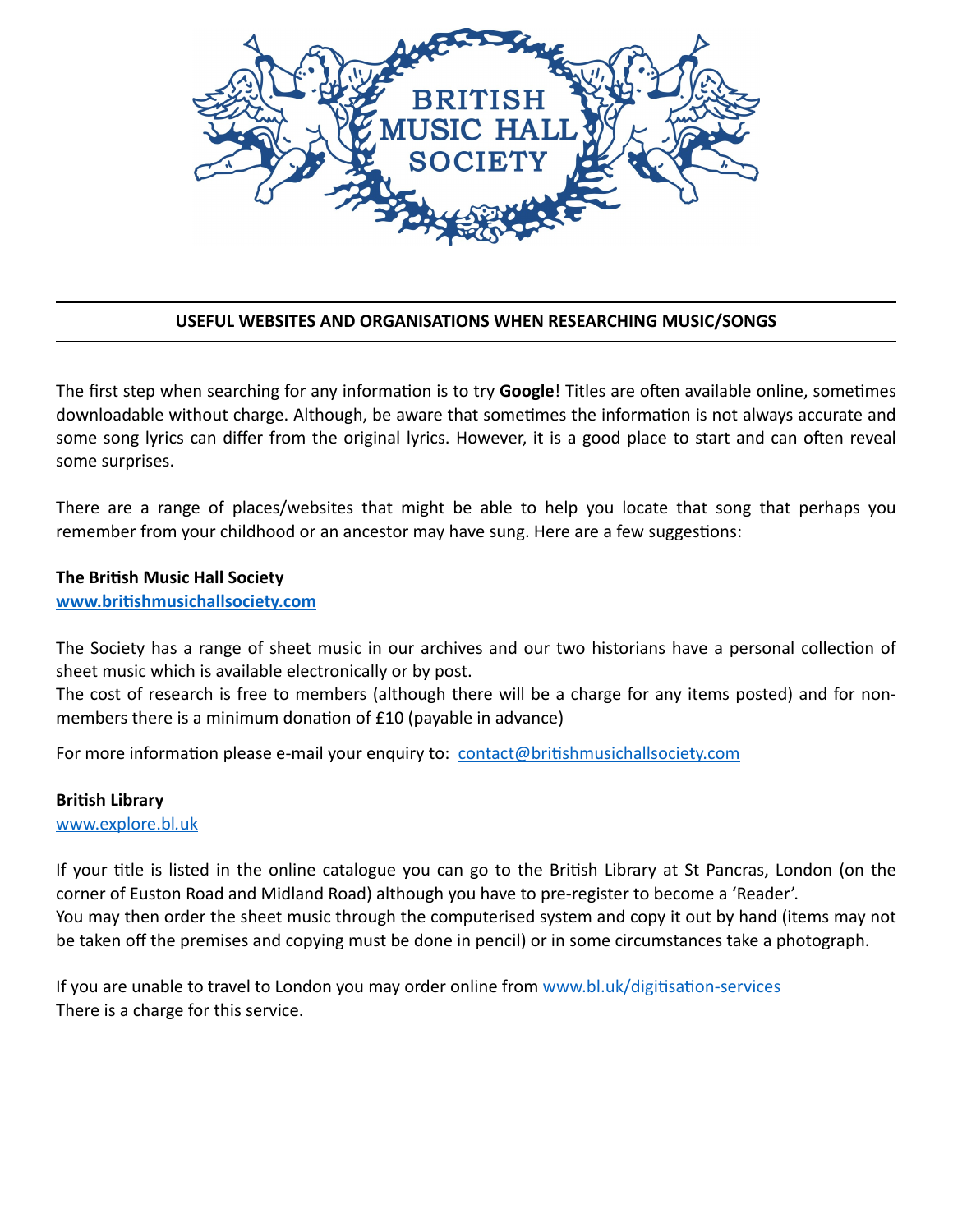BRITISH MUSIC HALL SOCIETY

## USEFUL WEBSITES AND ORGANISATIONS WHEN RESEARCHING MUSIC/SONGS

The first step when searching for any information is to try **Google**! Titles are often available online, sometimes downloadable without charge. Although, be aware that sometimes the information is not always accurate and some song lyrics can differ from the original lyrics. However, it is a good place to start and can often reveal some surprises.

There are a range of places/websites that might be able to help you locate that song that perhaps you remember from your childhood or an ancestor may have sung. Here are a few suggestions:

**The British Music Hall Society**
**www.britishmusichallsociety.com**

The Society has a range of sheet music in our archives and our two historians have a personal collection of sheet music which is available electronically or by post.
The cost of research is free to members (although there will be a charge for any items posted) and for non-members there is a minimum donation of £10 (payable in advance)

For more information please e-mail your enquiry to: contact@britishmusichallsociety.com

**British Library**
www.explore.bl.uk

If your title is listed in the online catalogue you can go to the British Library at St Pancras, London (on the corner of Euston Road and Midland Road) although you have to pre-register to become a 'Reader'.
You may then order the sheet music through the computerised system and copy it out by hand (items may not be taken off the premises and copying must be done in pencil) or in some circumstances take a photograph.

If you are unable to travel to London you may order online from www.bl.uk/digitisation-services
There is a charge for this service.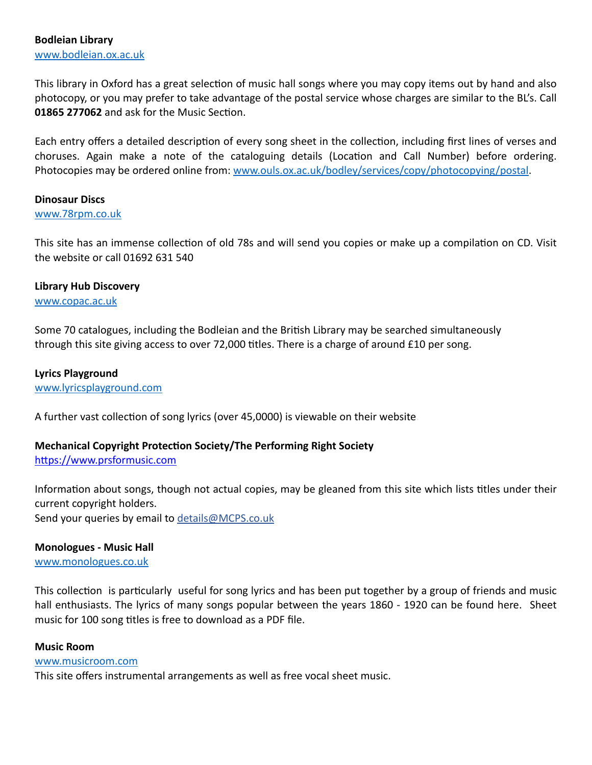**Bodleian Library**
[www.bodleian.ox.ac.uk](www.bodleian.ox.ac.uk)

This library in Oxford has a great selection of music hall songs where you may copy items out by hand and also photocopy, or you may prefer to take advantage of the postal service whose charges are similar to the BL's. Call **01865 277062** and ask for the Music Section.

Each entry offers a detailed description of every song sheet in the collection, including first lines of verses and choruses. Again make a note of the cataloguing details (Location and Call Number) before ordering. Photocopies may be ordered online from: [www.ouls.ox.ac.uk/bodley/services/copy/photocopying/postal](www.ouls.ox.ac.uk/bodley/services/copy/photocopying/postal).

**Dinosaur Discs**
[www.78rpm.co.uk](www.78rpm.co.uk)

This site has an immense collection of old 78s and will send you copies or make up a compilation on CD. Visit the website or call 01692 631 540

**Library Hub Discovery**
[www.copac.ac.uk](www.copac.ac.uk)

Some 70 catalogues, including the Bodleian and the British Library may be searched simultaneously through this site giving access to over 72,000 titles. There is a charge of around £10 per song.

**Lyrics Playground**
[www.lyricsplayground.com](www.lyricsplayground.com)

A further vast collection of song lyrics (over 45,0000) is viewable on their website

**Mechanical Copyright Protection Society/The Performing Right Society**
[https://www.prsformusic.com](https://www.prsformusic.com)

Information about songs, though not actual copies, may be gleaned from this site which lists titles under their current copyright holders.
Send your queries by email to [details@MCPS.co.uk](mailto:details@MCPS.co.uk)

**Monologues - Music Hall**
[www.monologues.co.uk](www.monologues.co.uk)

This collection is particularly useful for song lyrics and has been put together by a group of friends and music hall enthusiasts. The lyrics of many songs popular between the years 1860 - 1920 can be found here. Sheet music for 100 song titles is free to download as a PDF file.

**Music Room**
[www.musicroom.com](www.musicroom.com)
This site offers instrumental arrangements as well as free vocal sheet music.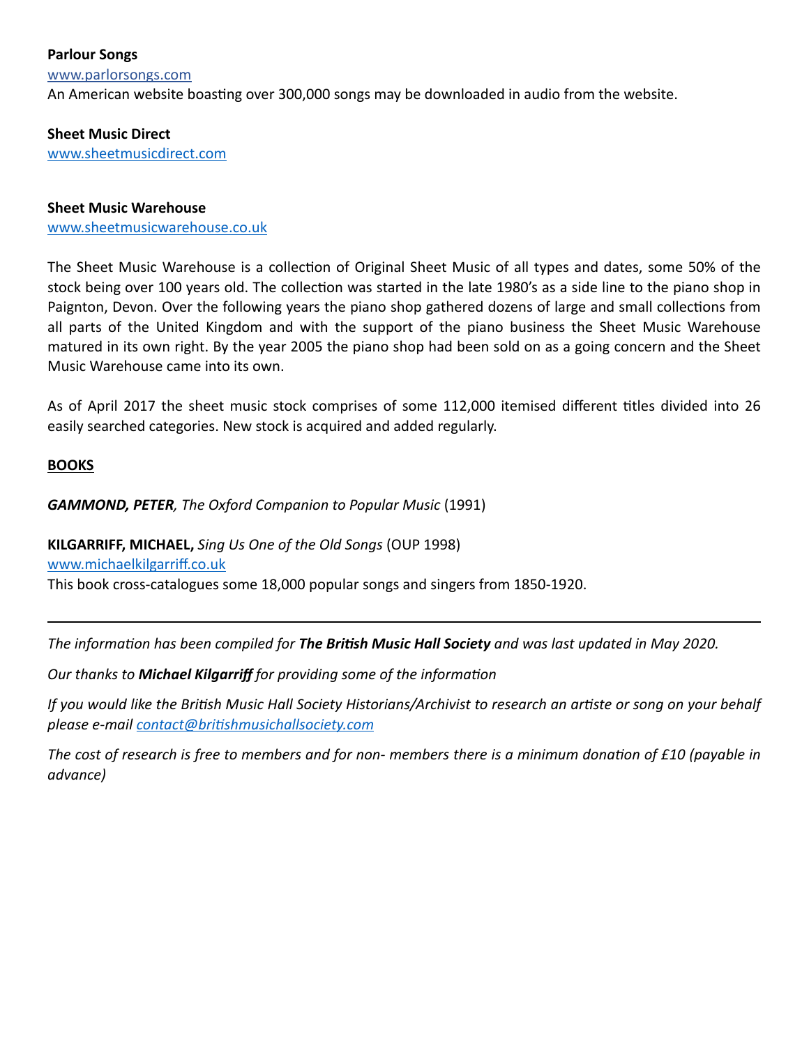**Parlour Songs**

www.parlorsongs.com

An American website boasting over 300,000 songs may be downloaded in audio from the website.

**Sheet Music Direct**

www.sheetmusicdirect.com

**Sheet Music Warehouse**

www.sheetmusicwarehouse.co.uk

The Sheet Music Warehouse is a collection of Original Sheet Music of all types and dates, some 50% of the stock being over 100 years old. The collection was started in the late 1980's as a side line to the piano shop in Paignton, Devon. Over the following years the piano shop gathered dozens of large and small collections from all parts of the United Kingdom and with the support of the piano business the Sheet Music Warehouse matured in its own right. By the year 2005 the piano shop had been sold on as a going concern and the Sheet Music Warehouse came into its own.

As of April 2017 the sheet music stock comprises of some 112,000 itemised different titles divided into 26 easily searched categories. New stock is acquired and added regularly.

**BOOKS**

***GAMMOND, PETER**, The Oxford Companion to Popular Music* (1991)

**KILGARRIFF, MICHAEL,** *Sing Us One of the Old Songs* (OUP 1998)

www.michaelkilgarriff.co.uk

This book cross-catalogues some 18,000 popular songs and singers from 1850-1920.

---

*The information has been compiled for **The British Music Hall Society** and was last updated in May 2020.*

*Our thanks to **Michael Kilgarriff** for providing some of the information*

*If you would like the British Music Hall Society Historians/Archivist to research an artiste or song on your behalf please e-mail contact@britishmusichallsociety.com*

*The cost of research is free to members and for non- members there is a minimum donation of £10 (payable in advance)*